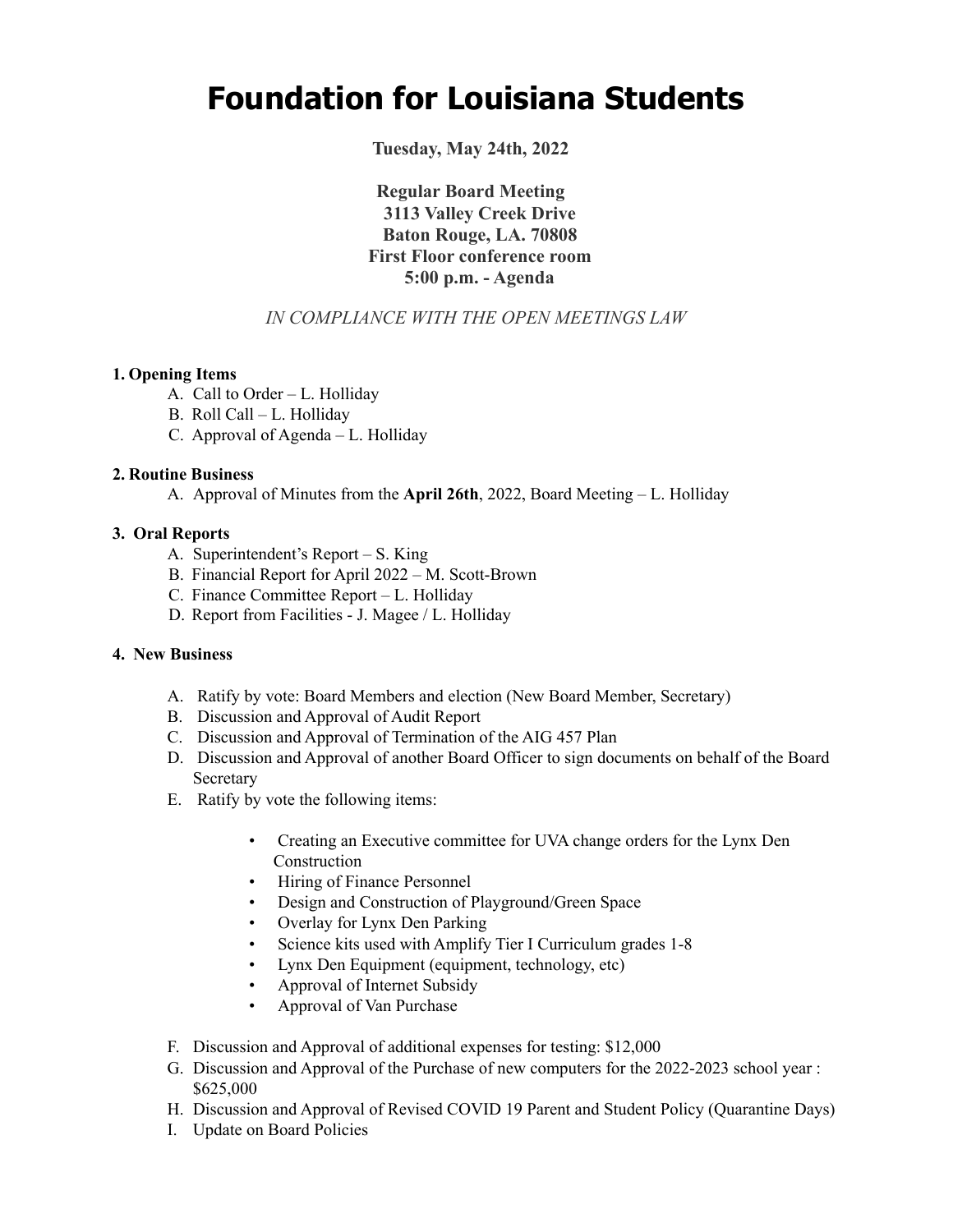# Foundation for Louisiana Students

**Tuesday, May 24th, 2022**

**Regular Board Meeting**
**3113 Valley Creek Drive**
**Baton Rouge, LA. 70808**
**First Floor conference room**
**5:00 p.m. - Agenda**

*IN COMPLIANCE WITH THE OPEN MEETINGS LAW*

**1. Opening Items**

A. Call to Order – L. Holliday
B. Roll Call – L. Holliday
C. Approval of Agenda – L. Holliday

**2. Routine Business**

A. Approval of Minutes from the **April 26th**, 2022, Board Meeting – L. Holliday

**3. Oral Reports**

A. Superintendent's Report – S. King
B. Financial Report for April 2022 – M. Scott-Brown
C. Finance Committee Report – L. Holliday
D. Report from Facilities - J. Magee / L. Holliday

**4. New Business**

A. Ratify by vote: Board Members and election (New Board Member, Secretary)
B. Discussion and Approval of Audit Report
C. Discussion and Approval of Termination of the AIG 457 Plan
D. Discussion and Approval of another Board Officer to sign documents on behalf of the Board Secretary
E. Ratify by vote the following items:
   - Creating an Executive committee for UVA change orders for the Lynx Den Construction
   - Hiring of Finance Personnel
   - Design and Construction of Playground/Green Space
   - Overlay for Lynx Den Parking
   - Science kits used with Amplify Tier I Curriculum grades 1-8
   - Lynx Den Equipment (equipment, technology, etc)
   - Approval of Internet Subsidy
   - Approval of Van Purchase

F. Discussion and Approval of additional expenses for testing: $12,000
G. Discussion and Approval of the Purchase of new computers for the 2022-2023 school year : $625,000
H. Discussion and Approval of Revised COVID 19 Parent and Student Policy (Quarantine Days)
I. Update on Board Policies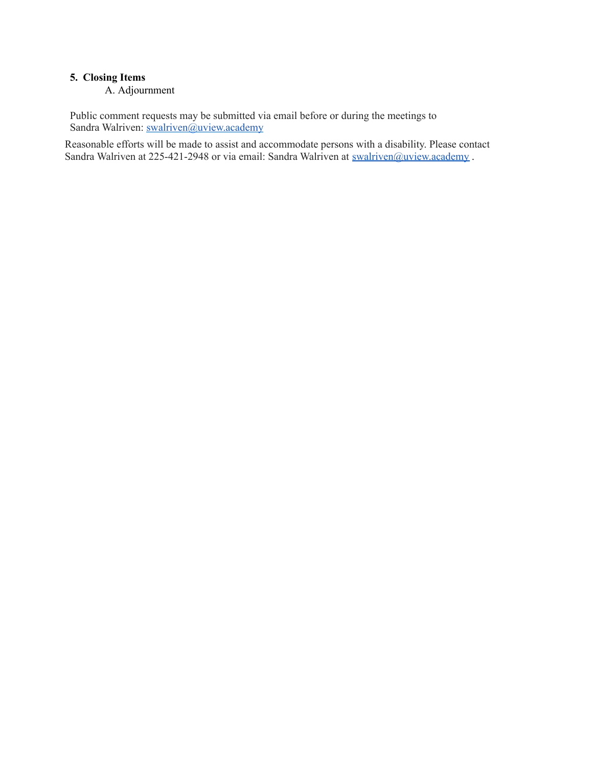5. **Closing Items**
   A. Adjournment

Public comment requests may be submitted via email before or during the meetings to Sandra Walriven: [swalriven@uview.academy](mailto:swalriven@uview.academy)

Reasonable efforts will be made to assist and accommodate persons with a disability. Please contact Sandra Walriven at 225-421-2948 or via email: Sandra Walriven at [swalriven@uview.academy](mailto:swalriven@uview.academy) .